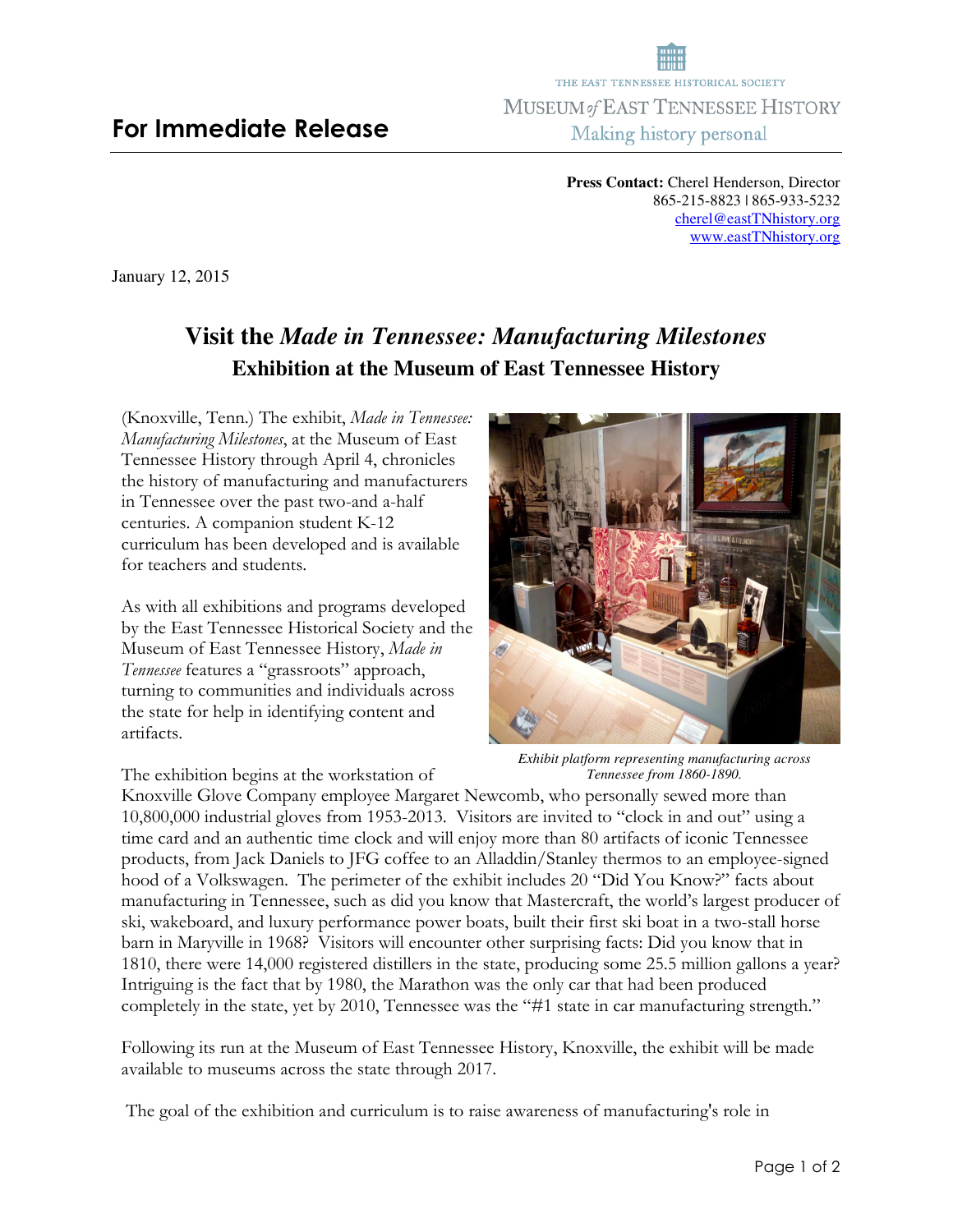**For Immediate Release**

THE EAST TENNESSEE HISTORICAL SOCIETY
MUSEUM *of* EAST TENNESSEE HISTORY
Making history personal

**Press Contact:** Cherel Henderson, Director
865-215-8823 | 865-933-5232
cherel@eastTNhistory.org
www.eastTNhistory.org

January 12, 2015

# Visit the *Made in Tennessee: Manufacturing Milestones*
## Exhibition at the Museum of East Tennessee History

(Knoxville, Tenn.) The exhibit, *Made in Tennessee: Manufacturing Milestones*, at the Museum of East Tennessee History through April 4, chronicles the history of manufacturing and manufacturers in Tennessee over the past two-and a-half centuries. A companion student K-12 curriculum has been developed and is available for teachers and students.

As with all exhibitions and programs developed by the East Tennessee Historical Society and the Museum of East Tennessee History, *Made in Tennessee* features a "grassroots" approach, turning to communities and individuals across the state for help in identifying content and artifacts.

*Exhibit platform representing manufacturing across Tennessee from 1860-1890.*

The exhibition begins at the workstation of Knoxville Glove Company employee Margaret Newcomb, who personally sewed more than 10,800,000 industrial gloves from 1953-2013. Visitors are invited to "clock in and out" using a time card and an authentic time clock and will enjoy more than 80 artifacts of iconic Tennessee products, from Jack Daniels to JFG coffee to an Alladdin/Stanley thermos to an employee-signed hood of a Volkswagen. The perimeter of the exhibit includes 20 "Did You Know?" facts about manufacturing in Tennessee, such as did you know that Mastercraft, the world's largest producer of ski, wakeboard, and luxury performance power boats, built their first ski boat in a two-stall horse barn in Maryville in 1968? Visitors will encounter other surprising facts: Did you know that in 1810, there were 14,000 registered distillers in the state, producing some 25.5 million gallons a year? Intriguing is the fact that by 1980, the Marathon was the only car that had been produced completely in the state, yet by 2010, Tennessee was the "#1 state in car manufacturing strength."

Following its run at the Museum of East Tennessee History, Knoxville, the exhibit will be made available to museums across the state through 2017.

The goal of the exhibition and curriculum is to raise awareness of manufacturing's role in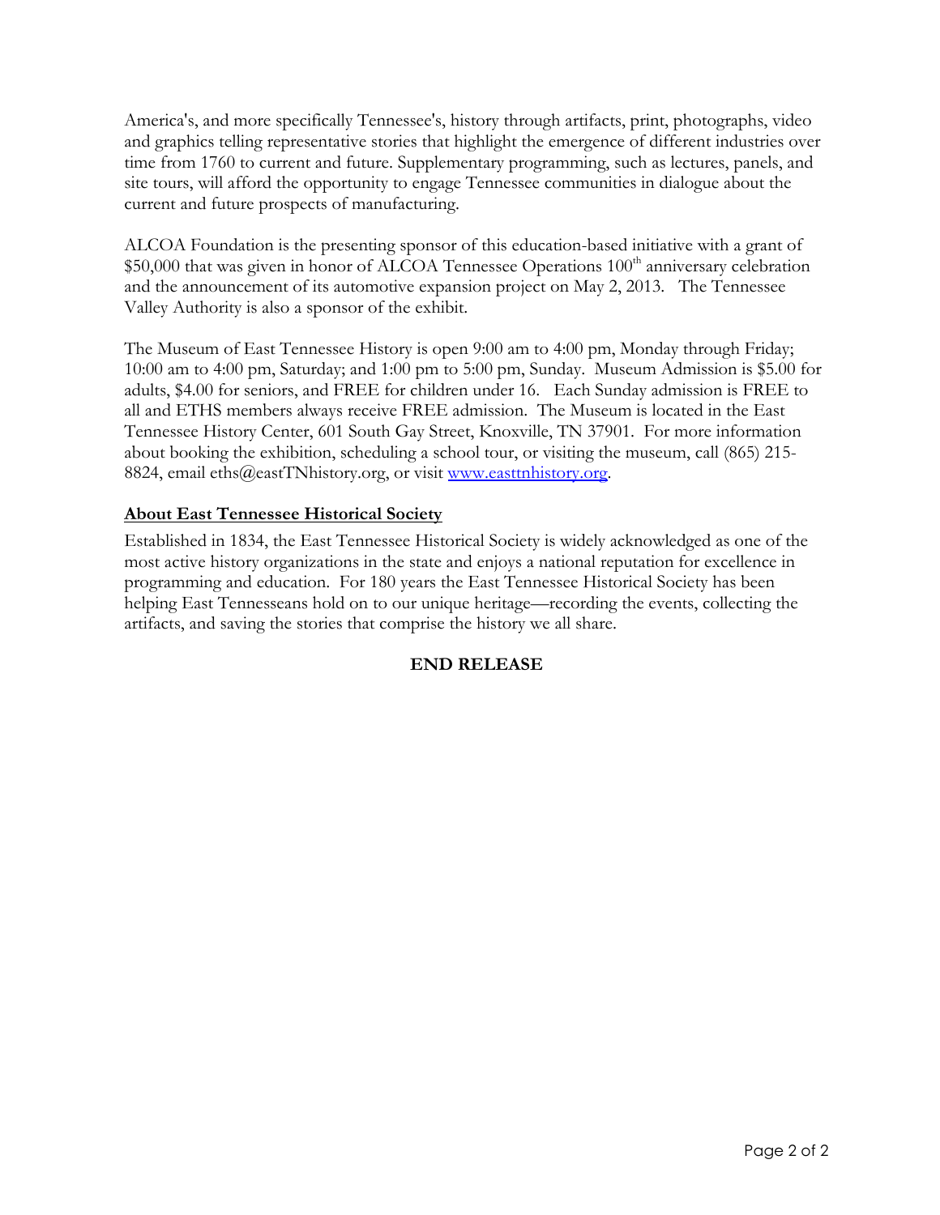America's, and more specifically Tennessee's, history through artifacts, print, photographs, video and graphics telling representative stories that highlight the emergence of different industries over time from 1760 to current and future. Supplementary programming, such as lectures, panels, and site tours, will afford the opportunity to engage Tennessee communities in dialogue about the current and future prospects of manufacturing.

ALCOA Foundation is the presenting sponsor of this education-based initiative with a grant of $50,000 that was given in honor of ALCOA Tennessee Operations 100th anniversary celebration and the announcement of its automotive expansion project on May 2, 2013. The Tennessee Valley Authority is also a sponsor of the exhibit.

The Museum of East Tennessee History is open 9:00 am to 4:00 pm, Monday through Friday; 10:00 am to 4:00 pm, Saturday; and 1:00 pm to 5:00 pm, Sunday. Museum Admission is $5.00 for adults, $4.00 for seniors, and FREE for children under 16. Each Sunday admission is FREE to all and ETHS members always receive FREE admission. The Museum is located in the East Tennessee History Center, 601 South Gay Street, Knoxville, TN 37901. For more information about booking the exhibition, scheduling a school tour, or visiting the museum, call (865) 215-8824, email eths@eastTNhistory.org, or visit [www.easttnhistory.org](www.easttnhistory.org).

## About East Tennessee Historical Society

Established in 1834, the East Tennessee Historical Society is widely acknowledged as one of the most active history organizations in the state and enjoys a national reputation for excellence in programming and education. For 180 years the East Tennessee Historical Society has been helping East Tennesseans hold on to our unique heritage—recording the events, collecting the artifacts, and saving the stories that comprise the history we all share.

**END RELEASE**